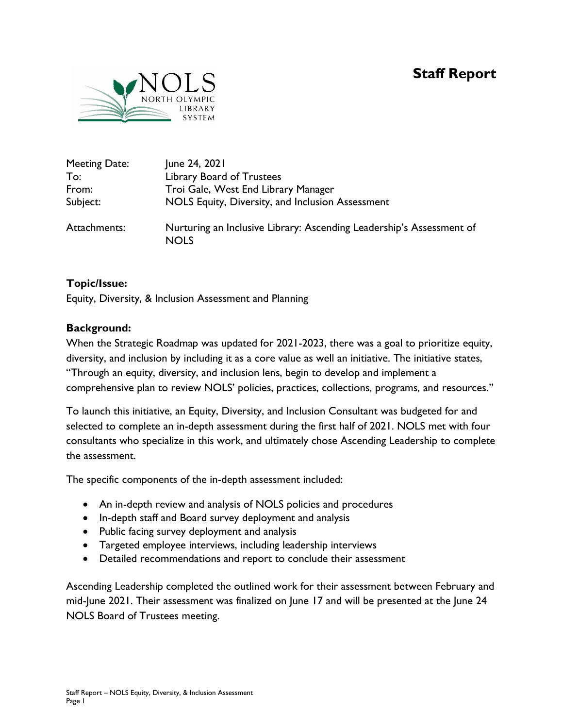# Staff Report

NOLS
NORTH OLYMPIC
LIBRARY
SYSTEM

| | |
|---|---|
| Meeting Date: | June 24, 2021 |
| To: | Library Board of Trustees |
| From: | Troi Gale, West End Library Manager |
| Subject: | NOLS Equity, Diversity, and Inclusion Assessment |
| Attachments: | Nurturing an Inclusive Library: Ascending Leadership's Assessment of NOLS |

**Topic/Issue:**

Equity, Diversity, & Inclusion Assessment and Planning

**Background:**

When the Strategic Roadmap was updated for 2021-2023, there was a goal to prioritize equity, diversity, and inclusion by including it as a core value as well an initiative. The initiative states, "Through an equity, diversity, and inclusion lens, begin to develop and implement a comprehensive plan to review NOLS' policies, practices, collections, programs, and resources."

To launch this initiative, an Equity, Diversity, and Inclusion Consultant was budgeted for and selected to complete an in-depth assessment during the first half of 2021. NOLS met with four consultants who specialize in this work, and ultimately chose Ascending Leadership to complete the assessment.

The specific components of the in-depth assessment included:

- An in-depth review and analysis of NOLS policies and procedures
- In-depth staff and Board survey deployment and analysis
- Public facing survey deployment and analysis
- Targeted employee interviews, including leadership interviews
- Detailed recommendations and report to conclude their assessment

Ascending Leadership completed the outlined work for their assessment between February and mid-June 2021. Their assessment was finalized on June 17 and will be presented at the June 24 NOLS Board of Trustees meeting.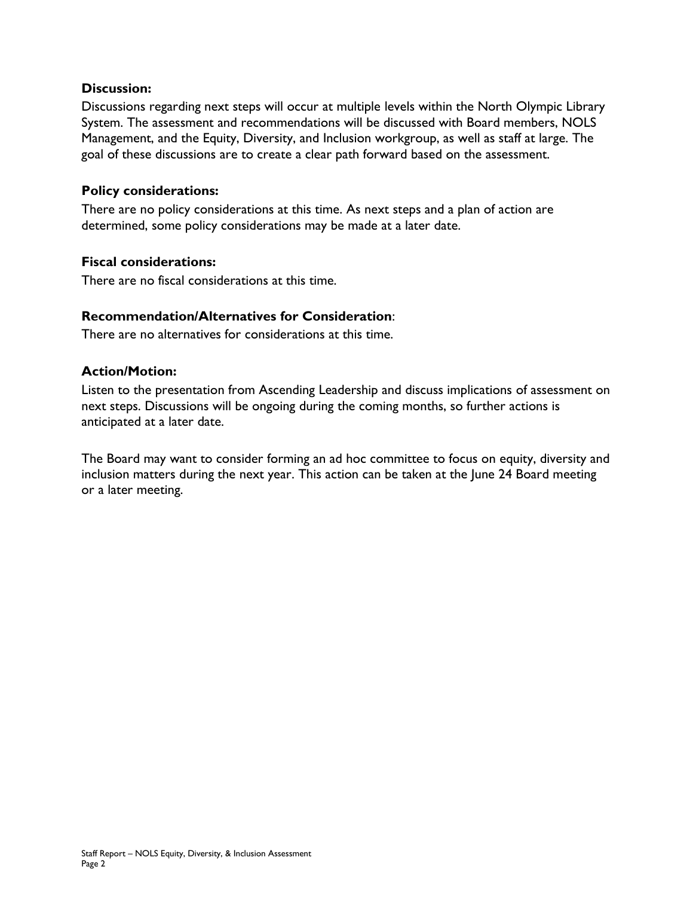**Discussion:**

Discussions regarding next steps will occur at multiple levels within the North Olympic Library System. The assessment and recommendations will be discussed with Board members, NOLS Management, and the Equity, Diversity, and Inclusion workgroup, as well as staff at large. The goal of these discussions are to create a clear path forward based on the assessment.

**Policy considerations:**

There are no policy considerations at this time. As next steps and a plan of action are determined, some policy considerations may be made at a later date.

**Fiscal considerations:**

There are no fiscal considerations at this time.

**Recommendation/Alternatives for Consideration**:

There are no alternatives for considerations at this time.

**Action/Motion:**

Listen to the presentation from Ascending Leadership and discuss implications of assessment on next steps. Discussions will be ongoing during the coming months, so further actions is anticipated at a later date.

The Board may want to consider forming an ad hoc committee to focus on equity, diversity and inclusion matters during the next year. This action can be taken at the June 24 Board meeting or a later meeting.